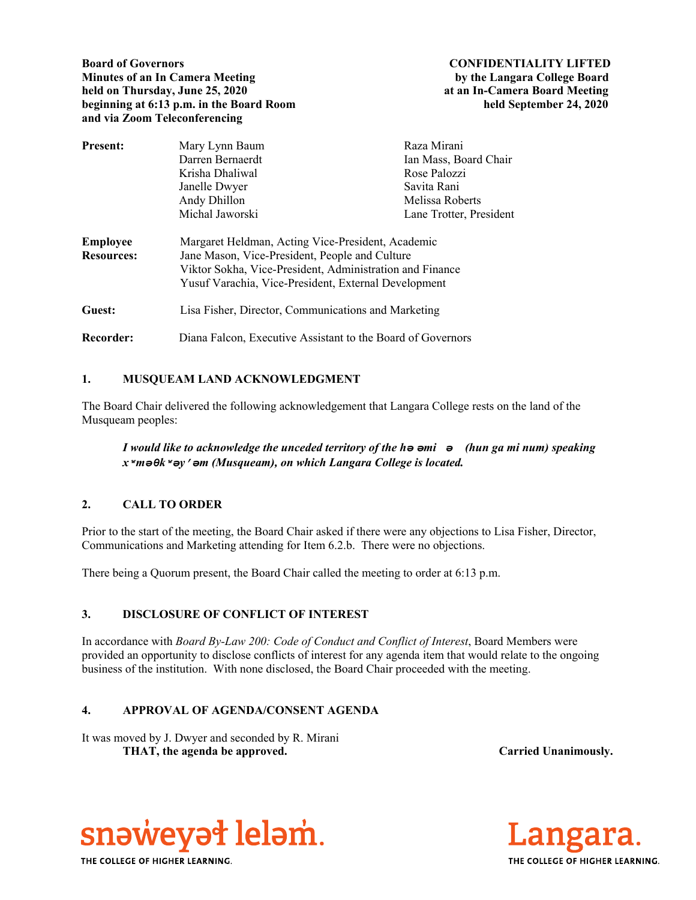**Board of Governors**
**Minutes of an In Camera Meeting**
**held on Thursday, June 25, 2020**
**beginning at 6:13 p.m. in the Board Room**
**and via Zoom Teleconferencing**

**CONFIDENTIALITY LIFTED**
**by the Langara College Board**
**at an In-Camera Board Meeting**
**held September 24, 2020**

| | | |
|---|---|---|
| **Present:** | Mary Lynn Baum | Raza Mirani |
| | Darren Bernaerdt | Ian Mass, Board Chair |
| | Krisha Dhaliwal | Rose Palozzi |
| | Janelle Dwyer | Savita Rani |
| | Andy Dhillon | Melissa Roberts |
| | Michal Jaworski | Lane Trotter, President |

**Employee Resources:** Margaret Heldman, Acting Vice-President, Academic
Jane Mason, Vice-President, People and Culture
Viktor Sokha, Vice-President, Administration and Finance
Yusuf Varachia, Vice-President, External Development

**Guest:** Lisa Fisher, Director, Communications and Marketing

**Recorder:** Diana Falcon, Executive Assistant to the Board of Governors

## 1. MUSQUEAM LAND ACKNOWLEDGMENT

The Board Chair delivered the following acknowledgement that Langara College rests on the land of the Musqueam peoples:

> ***I would like to acknowledge the unceded territory of the hə əmi ə (hun ga mi num) speaking xʷməθkʷəy̓əm (Musqueam), on which Langara College is located.***

## 2. CALL TO ORDER

Prior to the start of the meeting, the Board Chair asked if there were any objections to Lisa Fisher, Director, Communications and Marketing attending for Item 6.2.b. There were no objections.

There being a Quorum present, the Board Chair called the meeting to order at 6:13 p.m.

## 3. DISCLOSURE OF CONFLICT OF INTEREST

In accordance with *Board By-Law 200: Code of Conduct and Conflict of Interest*, Board Members were provided an opportunity to disclose conflicts of interest for any agenda item that would relate to the ongoing business of the institution. With none disclosed, the Board Chair proceeded with the meeting.

## 4. APPROVAL OF AGENDA/CONSENT AGENDA

It was moved by J. Dwyer and seconded by R. Mirani
**THAT, the agenda be approved.** **Carried Unanimously.**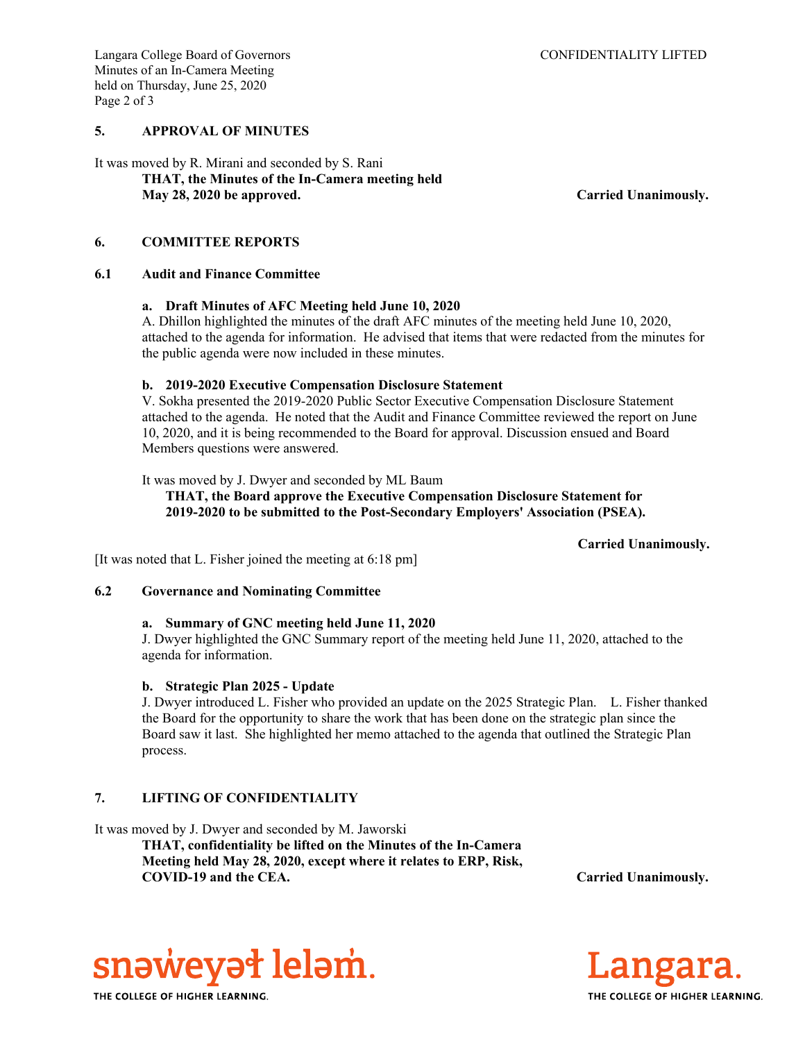## 5. APPROVAL OF MINUTES

It was moved by R. Mirani and seconded by S. Rani

**THAT, the Minutes of the In-Camera meeting held May 28, 2020 be approved.** **Carried Unanimously.**

## 6. COMMITTEE REPORTS

### 6.1 Audit and Finance Committee

**a. Draft Minutes of AFC Meeting held June 10, 2020**

A. Dhillon highlighted the minutes of the draft AFC minutes of the meeting held June 10, 2020, attached to the agenda for information. He advised that items that were redacted from the minutes for the public agenda were now included in these minutes.

**b. 2019-2020 Executive Compensation Disclosure Statement**

V. Sokha presented the 2019-2020 Public Sector Executive Compensation Disclosure Statement attached to the agenda. He noted that the Audit and Finance Committee reviewed the report on June 10, 2020, and it is being recommended to the Board for approval. Discussion ensued and Board Members questions were answered.

It was moved by J. Dwyer and seconded by ML Baum

**THAT, the Board approve the Executive Compensation Disclosure Statement for 2019-2020 to be submitted to the Post-Secondary Employers' Association (PSEA).**

**Carried Unanimously.**

[It was noted that L. Fisher joined the meeting at 6:18 pm]

### 6.2 Governance and Nominating Committee

**a. Summary of GNC meeting held June 11, 2020**

J. Dwyer highlighted the GNC Summary report of the meeting held June 11, 2020, attached to the agenda for information.

**b. Strategic Plan 2025 - Update**

J. Dwyer introduced L. Fisher who provided an update on the 2025 Strategic Plan. L. Fisher thanked the Board for the opportunity to share the work that has been done on the strategic plan since the Board saw it last. She highlighted her memo attached to the agenda that outlined the Strategic Plan process.

## 7. LIFTING OF CONFIDENTIALITY

It was moved by J. Dwyer and seconded by M. Jaworski

**THAT, confidentiality be lifted on the Minutes of the In-Camera Meeting held May 28, 2020, except where it relates to ERP, Risk, COVID-19 and the CEA.** **Carried Unanimously.**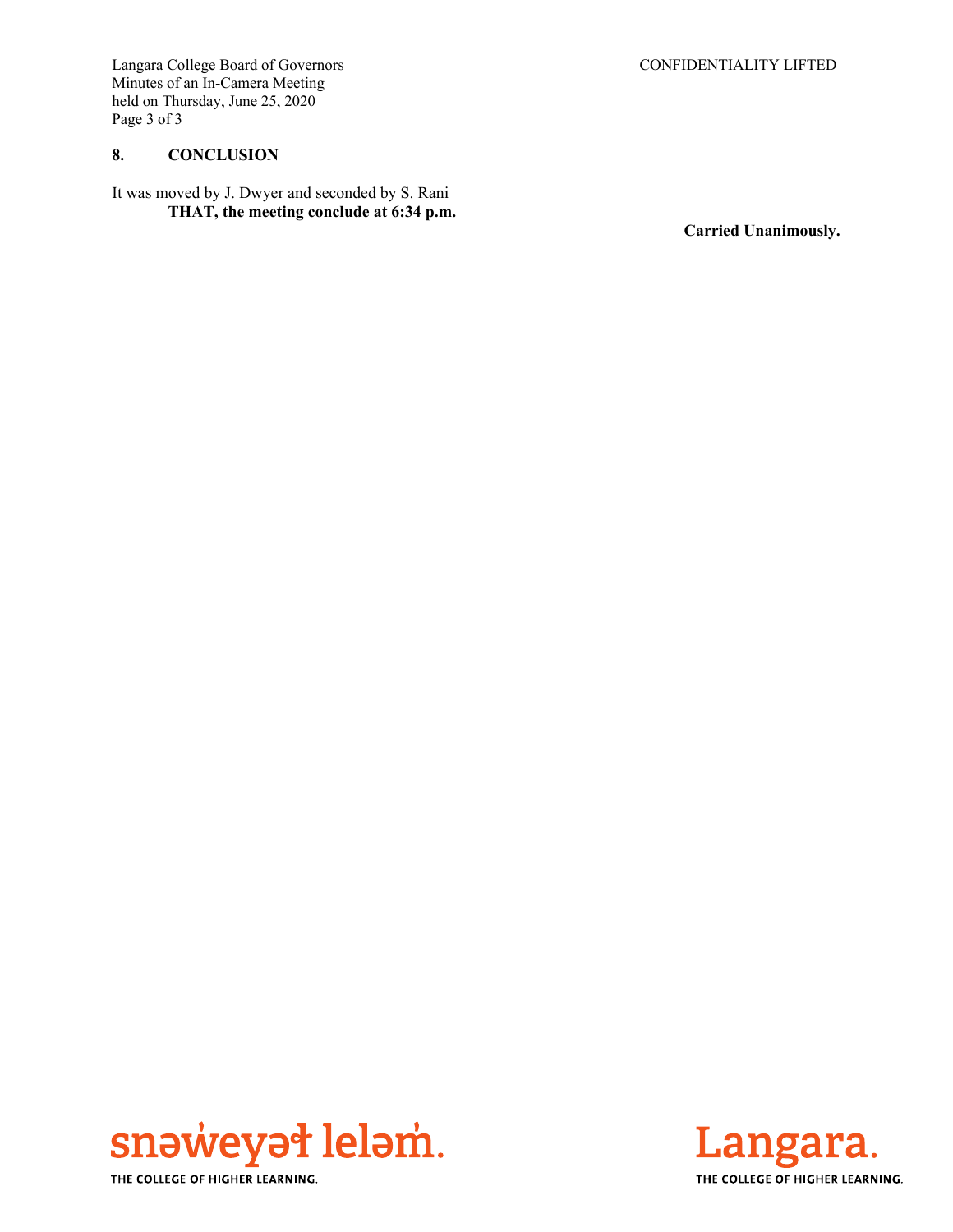CONFIDENTIALITY LIFTED

## 8. CONCLUSION

It was moved by J. Dwyer and seconded by S. Rani

**THAT, the meeting conclude at 6:34 p.m.**

**Carried Unanimously.**